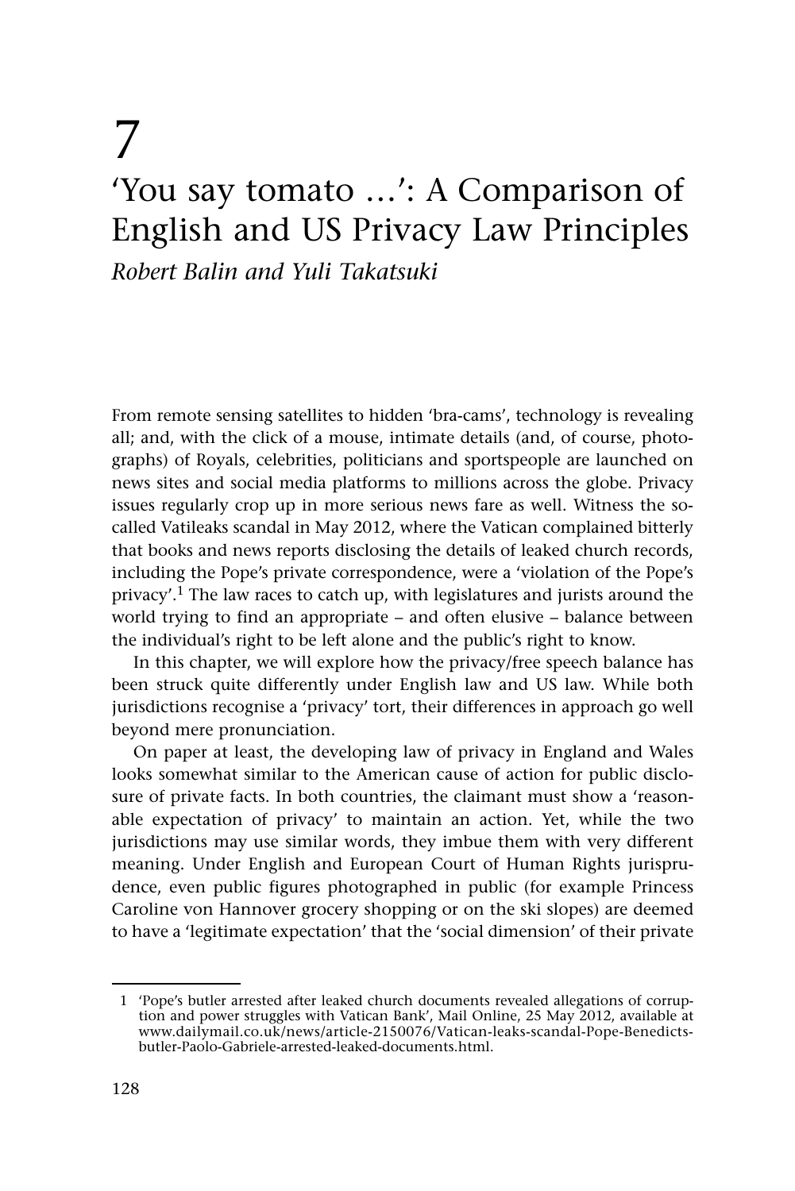# 7

# 'You say tomato …': A Comparison of English and US Privacy Law Principles

*Robert Balin and Yuli Takatsuki*

From remote sensing satellites to hidden 'bra-cams', technology is revealing all; and, with the click of a mouse, intimate details (and, of course, photographs) of Royals, celebrities, politicians and sportspeople are launched on news sites and social media platforms to millions across the globe. Privacy issues regularly crop up in more serious news fare as well. Witness the so-called Vatileaks scandal in May 2012, where the Vatican complained bitterly that books and news reports disclosing the details of leaked church records, including the Pope's private correspondence, were a 'violation of the Pope's privacy'.[1] The law races to catch up, with legislatures and jurists around the world trying to find an appropriate – and often elusive – balance between the individual's right to be left alone and the public's right to know.

In this chapter, we will explore how the privacy/free speech balance has been struck quite differently under English law and US law. While both jurisdictions recognise a 'privacy' tort, their differences in approach go well beyond mere pronunciation.

On paper at least, the developing law of privacy in England and Wales looks somewhat similar to the American cause of action for public disclosure of private facts. In both countries, the claimant must show a 'reasonable expectation of privacy' to maintain an action. Yet, while the two jurisdictions may use similar words, they imbue them with very different meaning. Under English and European Court of Human Rights jurisprudence, even public figures photographed in public (for example Princess Caroline von Hannover grocery shopping or on the ski slopes) are deemed to have a 'legitimate expectation' that the 'social dimension' of their private

---

1 'Pope's butler arrested after leaked church documents revealed allegations of corruption and power struggles with Vatican Bank', Mail Online, 25 May 2012, available at www.dailymail.co.uk/news/article-2150076/Vatican-leaks-scandal-Pope-Benedicts-butler-Paolo-Gabriele-arrested-leaked-documents.html.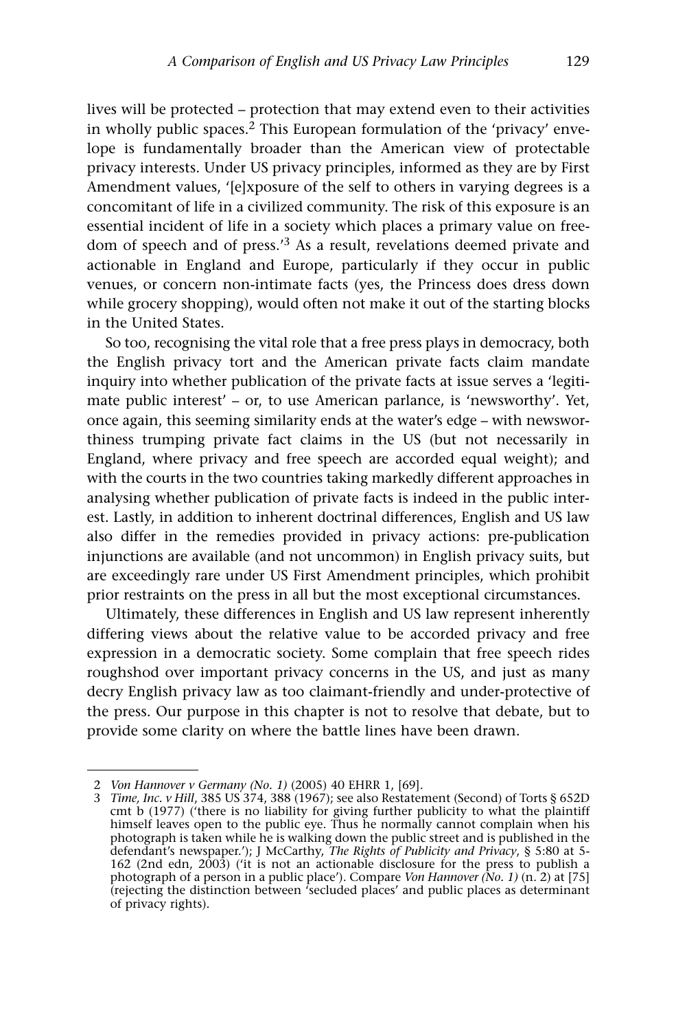lives will be protected – protection that may extend even to their activities in wholly public spaces.[2] This European formulation of the 'privacy' envelope is fundamentally broader than the American view of protectable privacy interests. Under US privacy principles, informed as they are by First Amendment values, '[e]xposure of the self to others in varying degrees is a concomitant of life in a civilized community. The risk of this exposure is an essential incident of life in a society which places a primary value on freedom of speech and of press.'[3] As a result, revelations deemed private and actionable in England and Europe, particularly if they occur in public venues, or concern non-intimate facts (yes, the Princess does dress down while grocery shopping), would often not make it out of the starting blocks in the United States.

So too, recognising the vital role that a free press plays in democracy, both the English privacy tort and the American private facts claim mandate inquiry into whether publication of the private facts at issue serves a 'legitimate public interest' – or, to use American parlance, is 'newsworthy'. Yet, once again, this seeming similarity ends at the water's edge – with newsworthiness trumping private fact claims in the US (but not necessarily in England, where privacy and free speech are accorded equal weight); and with the courts in the two countries taking markedly different approaches in analysing whether publication of private facts is indeed in the public interest. Lastly, in addition to inherent doctrinal differences, English and US law also differ in the remedies provided in privacy actions: pre-publication injunctions are available (and not uncommon) in English privacy suits, but are exceedingly rare under US First Amendment principles, which prohibit prior restraints on the press in all but the most exceptional circumstances.

Ultimately, these differences in English and US law represent inherently differing views about the relative value to be accorded privacy and free expression in a democratic society. Some complain that free speech rides roughshod over important privacy concerns in the US, and just as many decry English privacy law as too claimant-friendly and under-protective of the press. Our purpose in this chapter is not to resolve that debate, but to provide some clarity on where the battle lines have been drawn.

---

2 *Von Hannover v Germany (No. 1)* (2005) 40 EHRR 1, [69].

3 *Time, Inc. v Hill*, 385 US 374, 388 (1967); see also Restatement (Second) of Torts § 652D cmt b (1977) ('there is no liability for giving further publicity to what the plaintiff himself leaves open to the public eye. Thus he normally cannot complain when his photograph is taken while he is walking down the public street and is published in the defendant's newspaper.'); J McCarthy, *The Rights of Publicity and Privacy*, § 5:80 at 5-162 (2nd edn, 2003) ('it is not an actionable disclosure for the press to publish a photograph of a person in a public place'). Compare *Von Hannover (No. 1)* (n. 2) at [75] (rejecting the distinction between 'secluded places' and public places as determinant of privacy rights).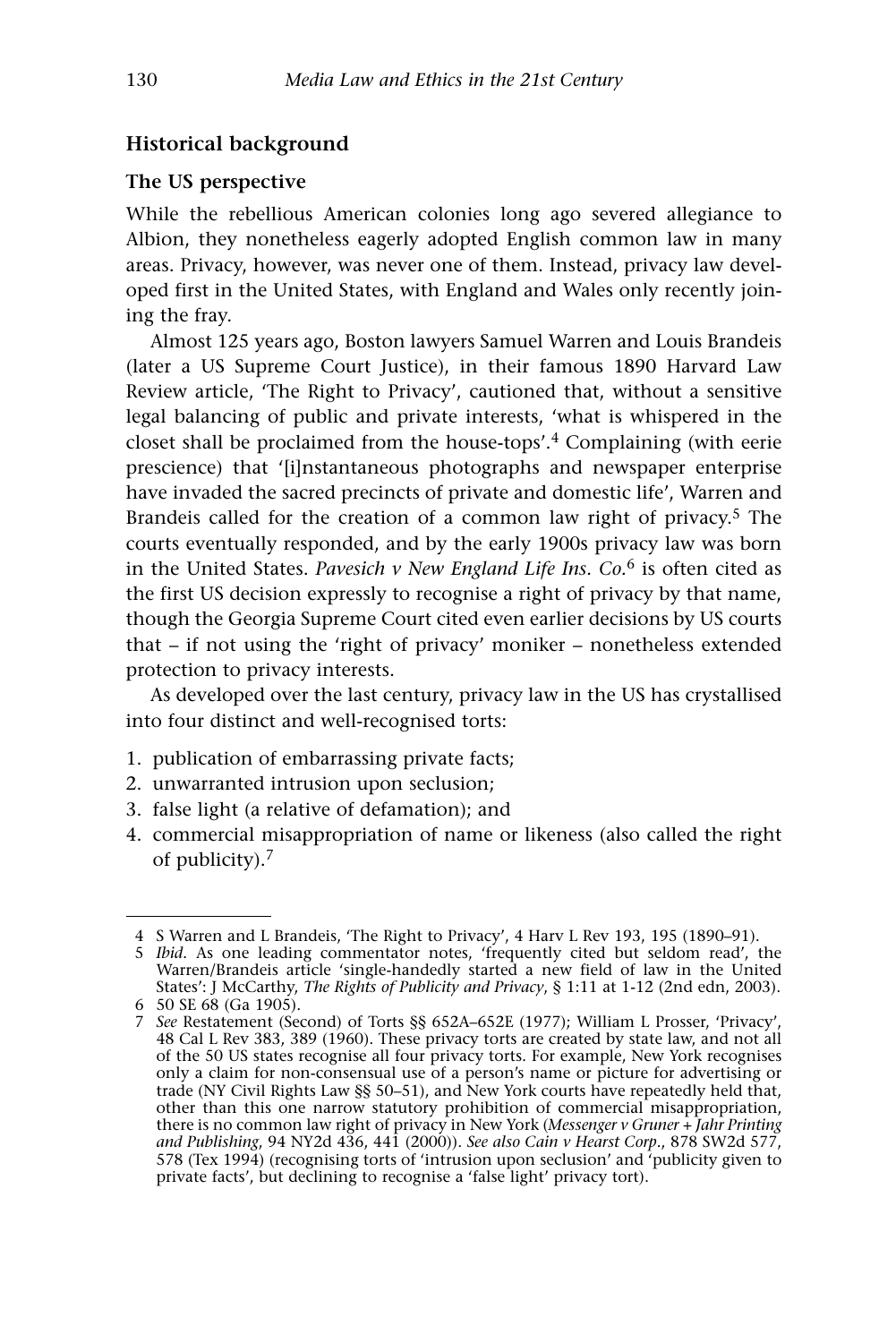## Historical background

### The US perspective

While the rebellious American colonies long ago severed allegiance to Albion, they nonetheless eagerly adopted English common law in many areas. Privacy, however, was never one of them. Instead, privacy law developed first in the United States, with England and Wales only recently joining the fray.

Almost 125 years ago, Boston lawyers Samuel Warren and Louis Brandeis (later a US Supreme Court Justice), in their famous 1890 Harvard Law Review article, 'The Right to Privacy', cautioned that, without a sensitive legal balancing of public and private interests, 'what is whispered in the closet shall be proclaimed from the house-tops'.[4] Complaining (with eerie prescience) that '[i]nstantaneous photographs and newspaper enterprise have invaded the sacred precincts of private and domestic life', Warren and Brandeis called for the creation of a common law right of privacy.[5] The courts eventually responded, and by the early 1900s privacy law was born in the United States. *Pavesich v New England Life Ins. Co.*[6] is often cited as the first US decision expressly to recognise a right of privacy by that name, though the Georgia Supreme Court cited even earlier decisions by US courts that – if not using the 'right of privacy' moniker – nonetheless extended protection to privacy interests.

As developed over the last century, privacy law in the US has crystallised into four distinct and well-recognised torts:

1. publication of embarrassing private facts;
2. unwarranted intrusion upon seclusion;
3. false light (a relative of defamation); and
4. commercial misappropriation of name or likeness (also called the right of publicity).[7]

---

4 S Warren and L Brandeis, 'The Right to Privacy', 4 Harv L Rev 193, 195 (1890–91).

5 *Ibid*. As one leading commentator notes, 'frequently cited but seldom read', the Warren/Brandeis article 'single-handedly started a new field of law in the United States': J McCarthy, *The Rights of Publicity and Privacy*, § 1:11 at 1-12 (2nd edn, 2003).

6 50 SE 68 (Ga 1905).

7 *See* Restatement (Second) of Torts §§ 652A–652E (1977); William L Prosser, 'Privacy', 48 Cal L Rev 383, 389 (1960). These privacy torts are created by state law, and not all of the 50 US states recognise all four privacy torts. For example, New York recognises only a claim for non-consensual use of a person's name or picture for advertising or trade (NY Civil Rights Law §§ 50–51), and New York courts have repeatedly held that, other than this one narrow statutory prohibition of commercial misappropriation, there is no common law right of privacy in New York (*Messenger v Gruner + Jahr Printing and Publishing*, 94 NY2d 436, 441 (2000)). *See also Cain v Hearst Corp.*, 878 SW2d 577, 578 (Tex 1994) (recognising torts of 'intrusion upon seclusion' and 'publicity given to private facts', but declining to recognise a 'false light' privacy tort).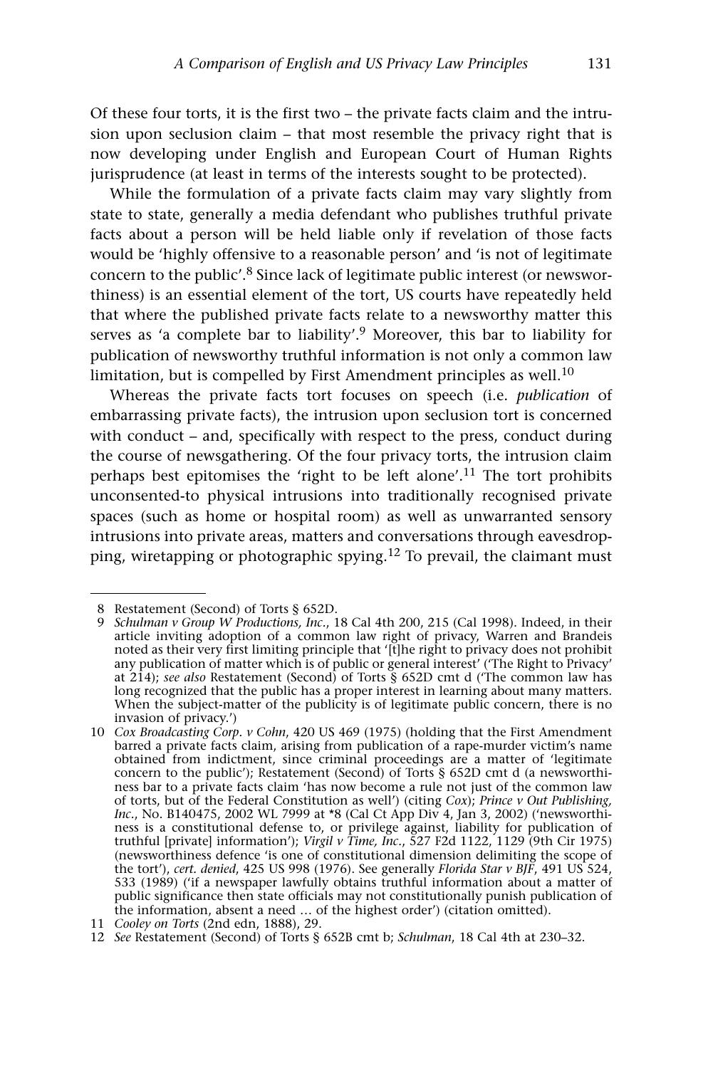Of these four torts, it is the first two – the private facts claim and the intrusion upon seclusion claim – that most resemble the privacy right that is now developing under English and European Court of Human Rights jurisprudence (at least in terms of the interests sought to be protected).

While the formulation of a private facts claim may vary slightly from state to state, generally a media defendant who publishes truthful private facts about a person will be held liable only if revelation of those facts would be 'highly offensive to a reasonable person' and 'is not of legitimate concern to the public'.[8] Since lack of legitimate public interest (or newsworthiness) is an essential element of the tort, US courts have repeatedly held that where the published private facts relate to a newsworthy matter this serves as 'a complete bar to liability'.[9] Moreover, this bar to liability for publication of newsworthy truthful information is not only a common law limitation, but is compelled by First Amendment principles as well.[10]

Whereas the private facts tort focuses on speech (i.e. *publication* of embarrassing private facts), the intrusion upon seclusion tort is concerned with conduct – and, specifically with respect to the press, conduct during the course of newsgathering. Of the four privacy torts, the intrusion claim perhaps best epitomises the 'right to be left alone'.[11] The tort prohibits unconsented-to physical intrusions into traditionally recognised private spaces (such as home or hospital room) as well as unwarranted sensory intrusions into private areas, matters and conversations through eavesdropping, wiretapping or photographic spying.[12] To prevail, the claimant must

---

8 Restatement (Second) of Torts § 652D.

9 *Schulman v Group W Productions, Inc.*, 18 Cal 4th 200, 215 (Cal 1998). Indeed, in their article inviting adoption of a common law right of privacy, Warren and Brandeis noted as their very first limiting principle that '[t]he right to privacy does not prohibit any publication of matter which is of public or general interest' ('The Right to Privacy' at 214); *see also* Restatement (Second) of Torts § 652D cmt d ('The common law has long recognized that the public has a proper interest in learning about many matters. When the subject-matter of the publicity is of legitimate public concern, there is no invasion of privacy.')

10 *Cox Broadcasting Corp. v Cohn*, 420 US 469 (1975) (holding that the First Amendment barred a private facts claim, arising from publication of a rape-murder victim's name obtained from indictment, since criminal proceedings are a matter of 'legitimate concern to the public'); Restatement (Second) of Torts § 652D cmt d (a newsworthiness bar to a private facts claim 'has now become a rule not just of the common law of torts, but of the Federal Constitution as well') (citing *Cox*); *Prince v Out Publishing, Inc.*, No. B140475, 2002 WL 7999 at *8 (Cal Ct App Div 4, Jan 3, 2002) ('newsworthiness is a constitutional defense to, or privilege against, liability for publication of truthful [private] information'); *Virgil v Time, Inc.*, 527 F2d 1122, 1129 (9th Cir 1975) (newsworthiness defence 'is one of constitutional dimension delimiting the scope of the tort'), *cert. denied*, 425 US 998 (1976). See generally *Florida Star v BJF*, 491 US 524, 533 (1989) ('if a newspaper lawfully obtains truthful information about a matter of public significance then state officials may not constitutionally punish publication of the information, absent a need … of the highest order') (citation omitted).

11 *Cooley on Torts* (2nd edn, 1888), 29.

12 *See* Restatement (Second) of Torts § 652B cmt b; *Schulman*, 18 Cal 4th at 230–32.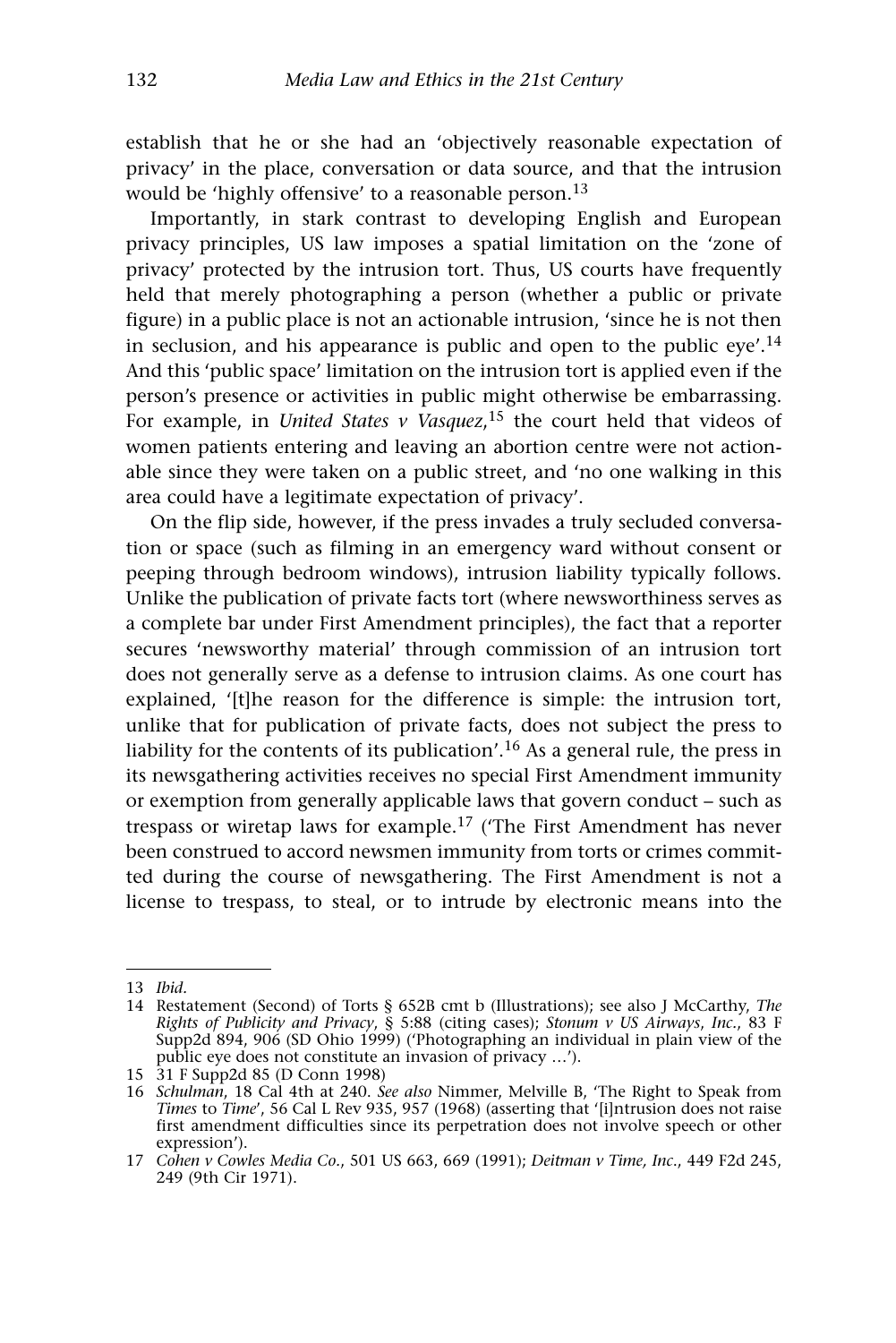establish that he or she had an 'objectively reasonable expectation of privacy' in the place, conversation or data source, and that the intrusion would be 'highly offensive' to a reasonable person.[13]

Importantly, in stark contrast to developing English and European privacy principles, US law imposes a spatial limitation on the 'zone of privacy' protected by the intrusion tort. Thus, US courts have frequently held that merely photographing a person (whether a public or private figure) in a public place is not an actionable intrusion, 'since he is not then in seclusion, and his appearance is public and open to the public eye'.[14] And this 'public space' limitation on the intrusion tort is applied even if the person's presence or activities in public might otherwise be embarrassing. For example, in *United States v Vasquez*,[15] the court held that videos of women patients entering and leaving an abortion centre were not actionable since they were taken on a public street, and 'no one walking in this area could have a legitimate expectation of privacy'.

On the flip side, however, if the press invades a truly secluded conversation or space (such as filming in an emergency ward without consent or peeping through bedroom windows), intrusion liability typically follows. Unlike the publication of private facts tort (where newsworthiness serves as a complete bar under First Amendment principles), the fact that a reporter secures 'newsworthy material' through commission of an intrusion tort does not generally serve as a defense to intrusion claims. As one court has explained, '[t]he reason for the difference is simple: the intrusion tort, unlike that for publication of private facts, does not subject the press to liability for the contents of its publication'.[16] As a general rule, the press in its newsgathering activities receives no special First Amendment immunity or exemption from generally applicable laws that govern conduct – such as trespass or wiretap laws for example.[17] ('The First Amendment has never been construed to accord newsmen immunity from torts or crimes committed during the course of newsgathering. The First Amendment is not a license to trespass, to steal, or to intrude by electronic means into the

---

13 *Ibid.*

14 Restatement (Second) of Torts § 652B cmt b (Illustrations); see also J McCarthy, *The Rights of Publicity and Privacy*, § 5:88 (citing cases); *Stonum v US Airways, Inc.*, 83 F Supp2d 894, 906 (SD Ohio 1999) ('Photographing an individual in plain view of the public eye does not constitute an invasion of privacy …').

15 31 F Supp2d 85 (D Conn 1998)

16 *Schulman*, 18 Cal 4th at 240. *See also* Nimmer, Melville B, 'The Right to Speak from *Times* to *Time*', 56 Cal L Rev 935, 957 (1968) (asserting that '[i]ntrusion does not raise first amendment difficulties since its perpetration does not involve speech or other expression').

17 *Cohen v Cowles Media Co.*, 501 US 663, 669 (1991); *Deitman v Time, Inc.*, 449 F2d 245, 249 (9th Cir 1971).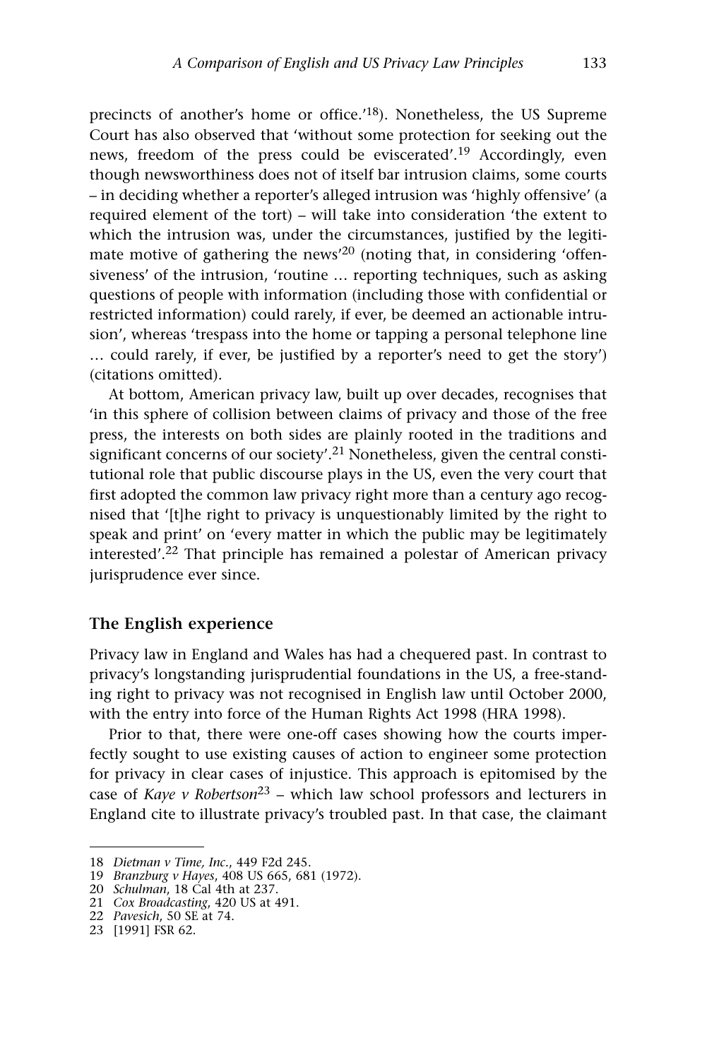precincts of another's home or office.'[18]). Nonetheless, the US Supreme Court has also observed that 'without some protection for seeking out the news, freedom of the press could be eviscerated'.[19] Accordingly, even though newsworthiness does not of itself bar intrusion claims, some courts – in deciding whether a reporter's alleged intrusion was 'highly offensive' (a required element of the tort) – will take into consideration 'the extent to which the intrusion was, under the circumstances, justified by the legitimate motive of gathering the news'[20] (noting that, in considering 'offensiveness' of the intrusion, 'routine … reporting techniques, such as asking questions of people with information (including those with confidential or restricted information) could rarely, if ever, be deemed an actionable intrusion', whereas 'trespass into the home or tapping a personal telephone line … could rarely, if ever, be justified by a reporter's need to get the story') (citations omitted).

At bottom, American privacy law, built up over decades, recognises that 'in this sphere of collision between claims of privacy and those of the free press, the interests on both sides are plainly rooted in the traditions and significant concerns of our society'.[21] Nonetheless, given the central constitutional role that public discourse plays in the US, even the very court that first adopted the common law privacy right more than a century ago recognised that '[t]he right to privacy is unquestionably limited by the right to speak and print' on 'every matter in which the public may be legitimately interested'.[22] That principle has remained a polestar of American privacy jurisprudence ever since.

## The English experience

Privacy law in England and Wales has had a chequered past. In contrast to privacy's longstanding jurisprudential foundations in the US, a free-standing right to privacy was not recognised in English law until October 2000, with the entry into force of the Human Rights Act 1998 (HRA 1998).

Prior to that, there were one-off cases showing how the courts imperfectly sought to use existing causes of action to engineer some protection for privacy in clear cases of injustice. This approach is epitomised by the case of *Kaye v Robertson*[23] – which law school professors and lecturers in England cite to illustrate privacy's troubled past. In that case, the claimant

---

18 *Dietman v Time, Inc.*, 449 F2d 245.
19 *Branzburg v Hayes*, 408 US 665, 681 (1972).
20 *Schulman*, 18 Cal 4th at 237.
21 *Cox Broadcasting*, 420 US at 491.
22 *Pavesich*, 50 SE at 74.
23 [1991] FSR 62.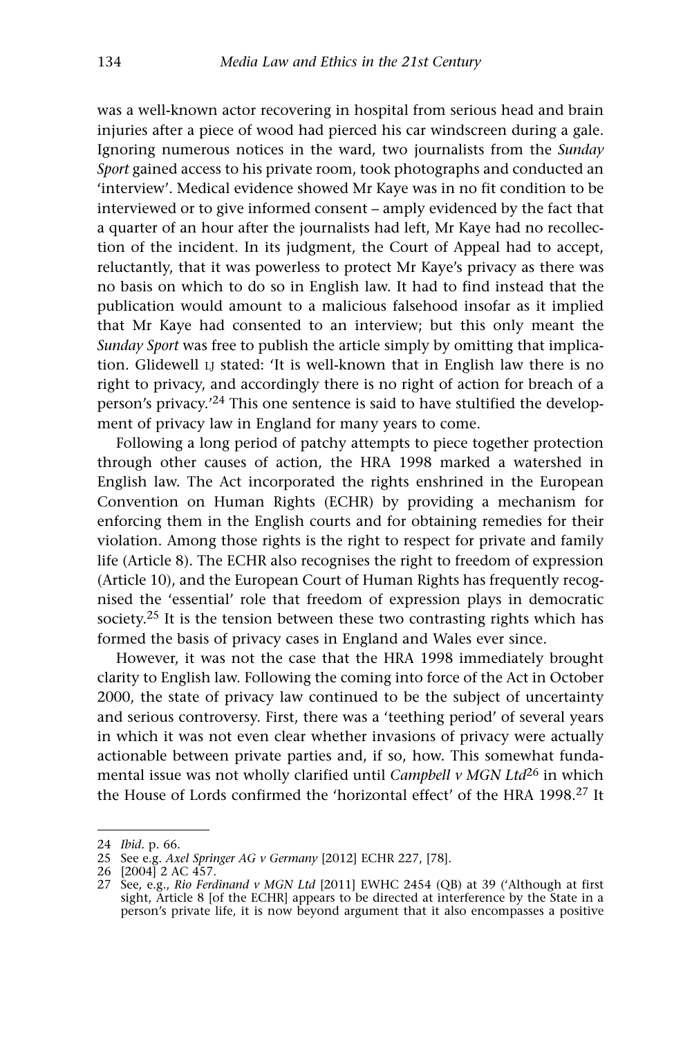was a well-known actor recovering in hospital from serious head and brain injuries after a piece of wood had pierced his car windscreen during a gale. Ignoring numerous notices in the ward, two journalists from the *Sunday Sport* gained access to his private room, took photographs and conducted an 'interview'. Medical evidence showed Mr Kaye was in no fit condition to be interviewed or to give informed consent – amply evidenced by the fact that a quarter of an hour after the journalists had left, Mr Kaye had no recollection of the incident. In its judgment, the Court of Appeal had to accept, reluctantly, that it was powerless to protect Mr Kaye's privacy as there was no basis on which to do so in English law. It had to find instead that the publication would amount to a malicious falsehood insofar as it implied that Mr Kaye had consented to an interview; but this only meant the *Sunday Sport* was free to publish the article simply by omitting that implication. Glidewell LJ stated: 'It is well-known that in English law there is no right to privacy, and accordingly there is no right of action for breach of a person's privacy.'[24] This one sentence is said to have stultified the development of privacy law in England for many years to come.

Following a long period of patchy attempts to piece together protection through other causes of action, the HRA 1998 marked a watershed in English law. The Act incorporated the rights enshrined in the European Convention on Human Rights (ECHR) by providing a mechanism for enforcing them in the English courts and for obtaining remedies for their violation. Among those rights is the right to respect for private and family life (Article 8). The ECHR also recognises the right to freedom of expression (Article 10), and the European Court of Human Rights has frequently recognised the 'essential' role that freedom of expression plays in democratic society.[25] It is the tension between these two contrasting rights which has formed the basis of privacy cases in England and Wales ever since.

However, it was not the case that the HRA 1998 immediately brought clarity to English law. Following the coming into force of the Act in October 2000, the state of privacy law continued to be the subject of uncertainty and serious controversy. First, there was a 'teething period' of several years in which it was not even clear whether invasions of privacy were actually actionable between private parties and, if so, how. This somewhat fundamental issue was not wholly clarified until *Campbell v MGN Ltd*[26] in which the House of Lords confirmed the 'horizontal effect' of the HRA 1998.[27] It

---

24 *Ibid.* p. 66.

25 See e.g. *Axel Springer AG v Germany* [2012] ECHR 227, [78].

26 [2004] 2 AC 457.

27 See, e.g., *Rio Ferdinand v MGN Ltd* [2011] EWHC 2454 (QB) at 39 ('Although at first sight, Article 8 [of the ECHR] appears to be directed at interference by the State in a person's private life, it is now beyond argument that it also encompasses a positive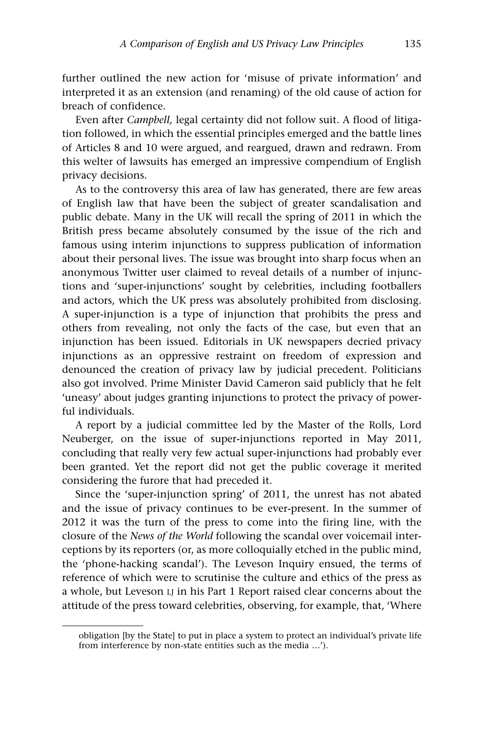further outlined the new action for 'misuse of private information' and interpreted it as an extension (and renaming) of the old cause of action for breach of confidence.

Even after *Campbell,* legal certainty did not follow suit. A flood of litigation followed, in which the essential principles emerged and the battle lines of Articles 8 and 10 were argued, and reargued, drawn and redrawn. From this welter of lawsuits has emerged an impressive compendium of English privacy decisions.

As to the controversy this area of law has generated, there are few areas of English law that have been the subject of greater scandalisation and public debate. Many in the UK will recall the spring of 2011 in which the British press became absolutely consumed by the issue of the rich and famous using interim injunctions to suppress publication of information about their personal lives. The issue was brought into sharp focus when an anonymous Twitter user claimed to reveal details of a number of injunctions and 'super-injunctions' sought by celebrities, including footballers and actors, which the UK press was absolutely prohibited from disclosing. A super-injunction is a type of injunction that prohibits the press and others from revealing, not only the facts of the case, but even that an injunction has been issued. Editorials in UK newspapers decried privacy injunctions as an oppressive restraint on freedom of expression and denounced the creation of privacy law by judicial precedent. Politicians also got involved. Prime Minister David Cameron said publicly that he felt 'uneasy' about judges granting injunctions to protect the privacy of powerful individuals.

A report by a judicial committee led by the Master of the Rolls, Lord Neuberger, on the issue of super-injunctions reported in May 2011, concluding that really very few actual super-injunctions had probably ever been granted. Yet the report did not get the public coverage it merited considering the furore that had preceded it.

Since the 'super-injunction spring' of 2011, the unrest has not abated and the issue of privacy continues to be ever-present. In the summer of 2012 it was the turn of the press to come into the firing line, with the closure of the *News of the World* following the scandal over voicemail interceptions by its reporters (or, as more colloquially etched in the public mind, the 'phone-hacking scandal'). The Leveson Inquiry ensued, the terms of reference of which were to scrutinise the culture and ethics of the press as a whole, but Leveson LJ in his Part 1 Report raised clear concerns about the attitude of the press toward celebrities, observing, for example, that, 'Where

---

obligation [by the State] to put in place a system to protect an individual's private life from interference by non-state entities such as the media …').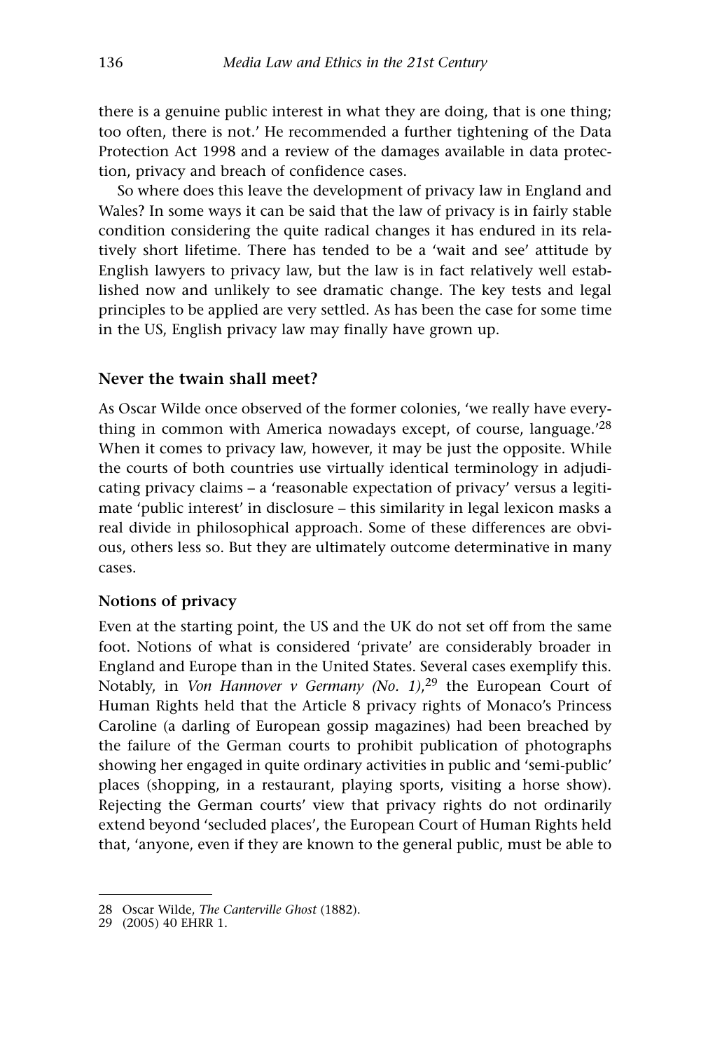there is a genuine public interest in what they are doing, that is one thing; too often, there is not.' He recommended a further tightening of the Data Protection Act 1998 and a review of the damages available in data protection, privacy and breach of confidence cases.

So where does this leave the development of privacy law in England and Wales? In some ways it can be said that the law of privacy is in fairly stable condition considering the quite radical changes it has endured in its relatively short lifetime. There has tended to be a 'wait and see' attitude by English lawyers to privacy law, but the law is in fact relatively well established now and unlikely to see dramatic change. The key tests and legal principles to be applied are very settled. As has been the case for some time in the US, English privacy law may finally have grown up.

## Never the twain shall meet?

As Oscar Wilde once observed of the former colonies, 'we really have everything in common with America nowadays except, of course, language.'[28] When it comes to privacy law, however, it may be just the opposite. While the courts of both countries use virtually identical terminology in adjudicating privacy claims – a 'reasonable expectation of privacy' versus a legitimate 'public interest' in disclosure – this similarity in legal lexicon masks a real divide in philosophical approach. Some of these differences are obvious, others less so. But they are ultimately outcome determinative in many cases.

### Notions of privacy

Even at the starting point, the US and the UK do not set off from the same foot. Notions of what is considered 'private' are considerably broader in England and Europe than in the United States. Several cases exemplify this. Notably, in *Von Hannover v Germany (No. 1)*,[29] the European Court of Human Rights held that the Article 8 privacy rights of Monaco's Princess Caroline (a darling of European gossip magazines) had been breached by the failure of the German courts to prohibit publication of photographs showing her engaged in quite ordinary activities in public and 'semi-public' places (shopping, in a restaurant, playing sports, visiting a horse show). Rejecting the German courts' view that privacy rights do not ordinarily extend beyond 'secluded places', the European Court of Human Rights held that, 'anyone, even if they are known to the general public, must be able to

---

28 Oscar Wilde, *The Canterville Ghost* (1882).

29 (2005) 40 EHRR 1.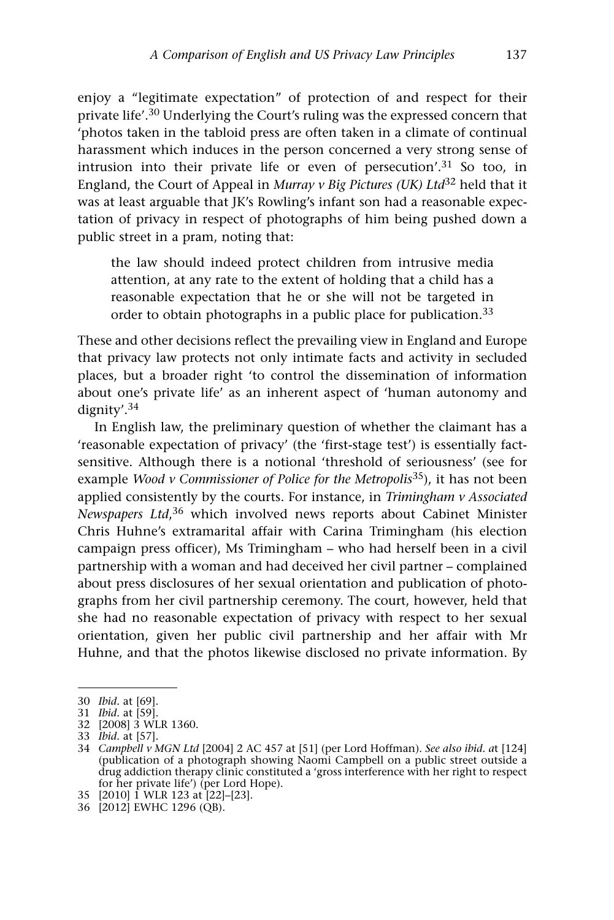enjoy a "legitimate expectation" of protection of and respect for their private life'.[30] Underlying the Court's ruling was the expressed concern that 'photos taken in the tabloid press are often taken in a climate of continual harassment which induces in the person concerned a very strong sense of intrusion into their private life or even of persecution'.[31] So too, in England, the Court of Appeal in *Murray v Big Pictures (UK) Ltd*[32] held that it was at least arguable that JK's Rowling's infant son had a reasonable expectation of privacy in respect of photographs of him being pushed down a public street in a pram, noting that:

> the law should indeed protect children from intrusive media attention, at any rate to the extent of holding that a child has a reasonable expectation that he or she will not be targeted in order to obtain photographs in a public place for publication.[33]

These and other decisions reflect the prevailing view in England and Europe that privacy law protects not only intimate facts and activity in secluded places, but a broader right 'to control the dissemination of information about one's private life' as an inherent aspect of 'human autonomy and dignity'.[34]

In English law, the preliminary question of whether the claimant has a 'reasonable expectation of privacy' (the 'first-stage test') is essentially fact-sensitive. Although there is a notional 'threshold of seriousness' (see for example *Wood v Commissioner of Police for the Metropolis*[35]), it has not been applied consistently by the courts. For instance, in *Trimingham v Associated Newspapers Ltd*,[36] which involved news reports about Cabinet Minister Chris Huhne's extramarital affair with Carina Trimingham (his election campaign press officer), Ms Trimingham – who had herself been in a civil partnership with a woman and had deceived her civil partner – complained about press disclosures of her sexual orientation and publication of photographs from her civil partnership ceremony. The court, however, held that she had no reasonable expectation of privacy with respect to her sexual orientation, given her public civil partnership and her affair with Mr Huhne, and that the photos likewise disclosed no private information. By

---

30 *Ibid.* at [69].

31 *Ibid.* at [59].

32 [2008] 3 WLR 1360.

33 *Ibid.* at [57].

34 *Campbell v MGN Ltd* [2004] 2 AC 457 at [51] (per Lord Hoffman). *See also ibid. a*t [124] (publication of a photograph showing Naomi Campbell on a public street outside a drug addiction therapy clinic constituted a 'gross interference with her right to respect for her private life') (per Lord Hope).

35 [2010] 1 WLR 123 at [22]–[23].

36 [2012] EWHC 1296 (QB).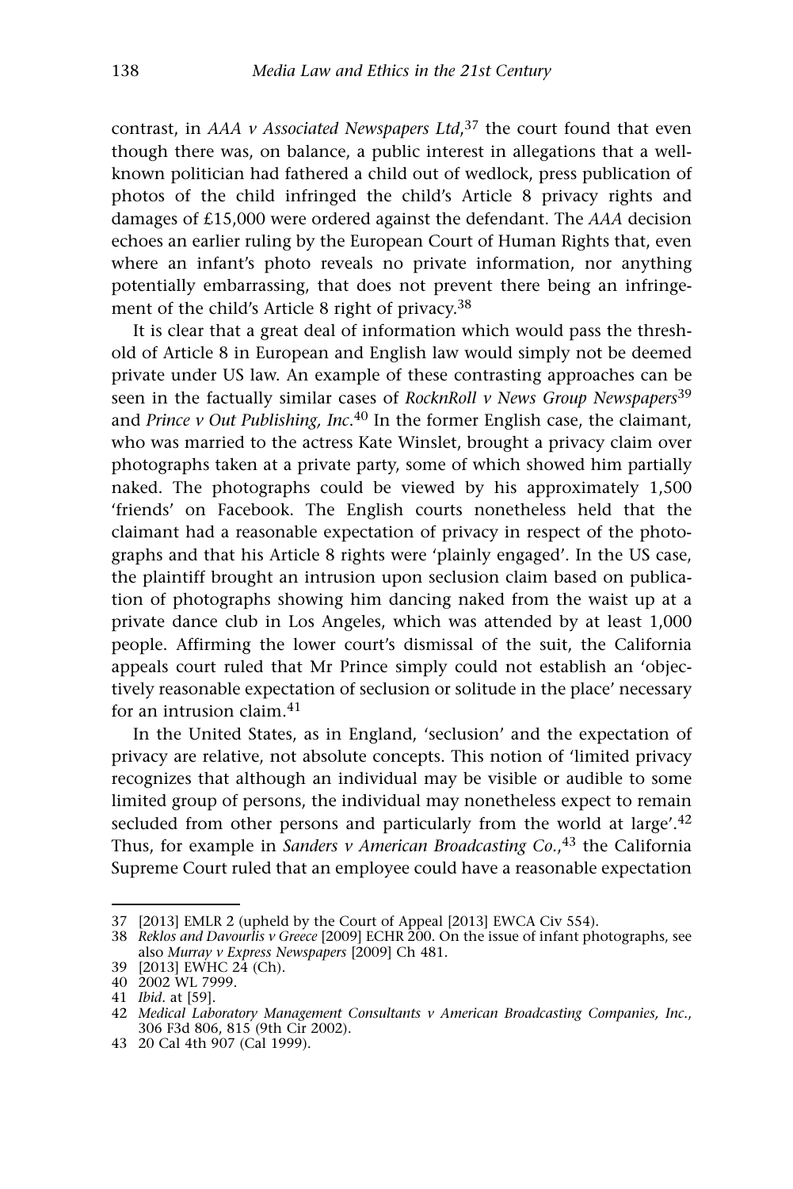contrast, in *AAA v Associated Newspapers Ltd*,[37] the court found that even though there was, on balance, a public interest in allegations that a well-known politician had fathered a child out of wedlock, press publication of photos of the child infringed the child's Article 8 privacy rights and damages of £15,000 were ordered against the defendant. The *AAA* decision echoes an earlier ruling by the European Court of Human Rights that, even where an infant's photo reveals no private information, nor anything potentially embarrassing, that does not prevent there being an infringement of the child's Article 8 right of privacy.[38]

It is clear that a great deal of information which would pass the threshold of Article 8 in European and English law would simply not be deemed private under US law. An example of these contrasting approaches can be seen in the factually similar cases of *RocknRoll v News Group Newspapers*[39] and *Prince v Out Publishing, Inc*.[40] In the former English case, the claimant, who was married to the actress Kate Winslet, brought a privacy claim over photographs taken at a private party, some of which showed him partially naked. The photographs could be viewed by his approximately 1,500 'friends' on Facebook. The English courts nonetheless held that the claimant had a reasonable expectation of privacy in respect of the photographs and that his Article 8 rights were 'plainly engaged'. In the US case, the plaintiff brought an intrusion upon seclusion claim based on publication of photographs showing him dancing naked from the waist up at a private dance club in Los Angeles, which was attended by at least 1,000 people. Affirming the lower court's dismissal of the suit, the California appeals court ruled that Mr Prince simply could not establish an 'objectively reasonable expectation of seclusion or solitude in the place' necessary for an intrusion claim.[41]

In the United States, as in England, 'seclusion' and the expectation of privacy are relative, not absolute concepts. This notion of 'limited privacy recognizes that although an individual may be visible or audible to some limited group of persons, the individual may nonetheless expect to remain secluded from other persons and particularly from the world at large'.[42] Thus, for example in *Sanders v American Broadcasting Co.*,[43] the California Supreme Court ruled that an employee could have a reasonable expectation

---

37 [2013] EMLR 2 (upheld by the Court of Appeal [2013] EWCA Civ 554).

38 *Reklos and Davourlis v Greece* [2009] ECHR 200. On the issue of infant photographs, see also *Murray v Express Newspapers* [2009] Ch 481.

39 [2013] EWHC 24 (Ch).

40 2002 WL 7999.

41 *Ibid*. at [59].

42 *Medical Laboratory Management Consultants v American Broadcasting Companies, Inc.*, 306 F3d 806, 815 (9th Cir 2002).

43 20 Cal 4th 907 (Cal 1999).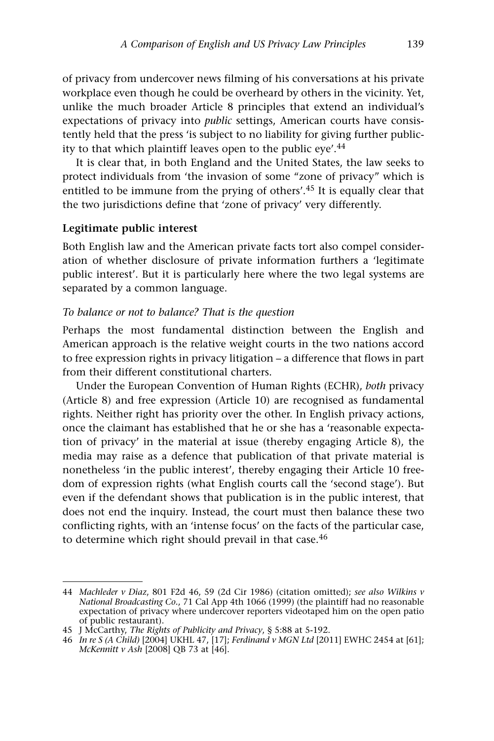of privacy from undercover news filming of his conversations at his private workplace even though he could be overheard by others in the vicinity. Yet, unlike the much broader Article 8 principles that extend an individual's expectations of privacy into *public* settings, American courts have consistently held that the press 'is subject to no liability for giving further publicity to that which plaintiff leaves open to the public eye'.[44]

It is clear that, in both England and the United States, the law seeks to protect individuals from 'the invasion of some "zone of privacy" which is entitled to be immune from the prying of others'.[45] It is equally clear that the two jurisdictions define that 'zone of privacy' very differently.

### Legitimate public interest

Both English law and the American private facts tort also compel consideration of whether disclosure of private information furthers a 'legitimate public interest'. But it is particularly here where the two legal systems are separated by a common language.

#### *To balance or not to balance? That is the question*

Perhaps the most fundamental distinction between the English and American approach is the relative weight courts in the two nations accord to free expression rights in privacy litigation – a difference that flows in part from their different constitutional charters.

Under the European Convention of Human Rights (ECHR), *both* privacy (Article 8) and free expression (Article 10) are recognised as fundamental rights. Neither right has priority over the other. In English privacy actions, once the claimant has established that he or she has a 'reasonable expectation of privacy' in the material at issue (thereby engaging Article 8), the media may raise as a defence that publication of that private material is nonetheless 'in the public interest', thereby engaging their Article 10 freedom of expression rights (what English courts call the 'second stage'). But even if the defendant shows that publication is in the public interest, that does not end the inquiry. Instead, the court must then balance these two conflicting rights, with an 'intense focus' on the facts of the particular case, to determine which right should prevail in that case.[46]

---

44 *Machleder v Diaz*, 801 F2d 46, 59 (2d Cir 1986) (citation omitted); *see also Wilkins v National Broadcasting Co.*, 71 Cal App 4th 1066 (1999) (the plaintiff had no reasonable expectation of privacy where undercover reporters videotaped him on the open patio of public restaurant).

45 J McCarthy, *The Rights of Publicity and Privacy*, § 5:88 at 5-192.

46 *In re S (A Child)* [2004] UKHL 47, [17]; *Ferdinand v MGN Ltd* [2011] EWHC 2454 at [61]; *McKennitt v Ash* [2008] QB 73 at [46].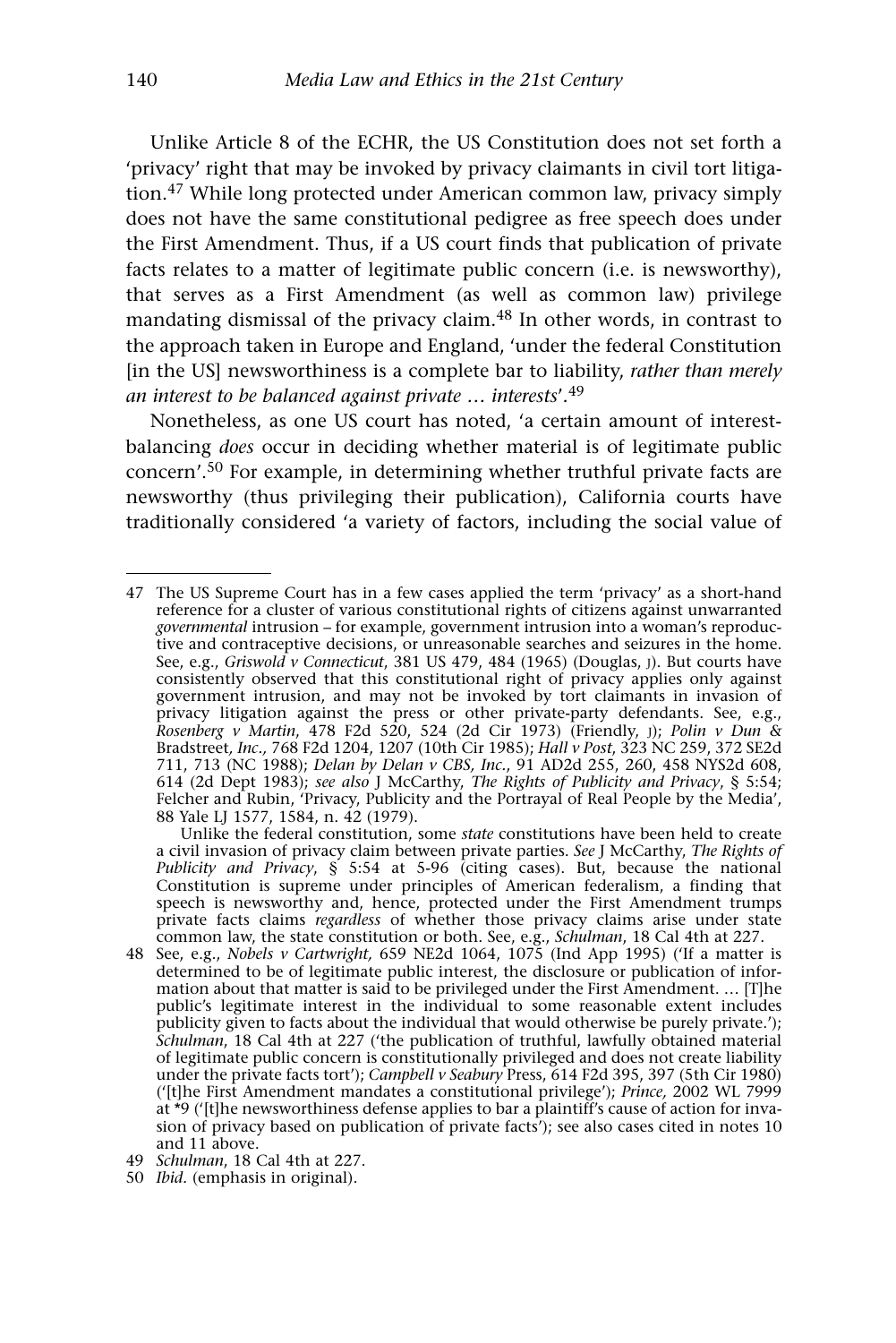Unlike Article 8 of the ECHR, the US Constitution does not set forth a 'privacy' right that may be invoked by privacy claimants in civil tort litigation.[47] While long protected under American common law, privacy simply does not have the same constitutional pedigree as free speech does under the First Amendment. Thus, if a US court finds that publication of private facts relates to a matter of legitimate public concern (i.e. is newsworthy), that serves as a First Amendment (as well as common law) privilege mandating dismissal of the privacy claim.[48] In other words, in contrast to the approach taken in Europe and England, 'under the federal Constitution [in the US] newsworthiness is a complete bar to liability, *rather than merely an interest to be balanced against private … interests*'.[49]

Nonetheless, as one US court has noted, 'a certain amount of interest-balancing *does* occur in deciding whether material is of legitimate public concern'.[50] For example, in determining whether truthful private facts are newsworthy (thus privileging their publication), California courts have traditionally considered 'a variety of factors, including the social value of

---

47 The US Supreme Court has in a few cases applied the term 'privacy' as a short-hand reference for a cluster of various constitutional rights of citizens against unwarranted *governmental* intrusion – for example, government intrusion into a woman's reproductive and contraceptive decisions, or unreasonable searches and seizures in the home. See, e.g., *Griswold v Connecticut*, 381 US 479, 484 (1965) (Douglas, J). But courts have consistently observed that this constitutional right of privacy applies only against government intrusion, and may not be invoked by tort claimants in invasion of privacy litigation against the press or other private-party defendants. See, e.g., *Rosenberg v Martin*, 478 F2d 520, 524 (2d Cir 1973) (Friendly, J); *Polin v Dun & Bradstreet, Inc.*, 768 F2d 1204, 1207 (10th Cir 1985); *Hall v Post*, 323 NC 259, 372 SE2d 711, 713 (NC 1988); *Delan by Delan v CBS, Inc.*, 91 AD2d 255, 260, 458 NYS2d 608, 614 (2d Dept 1983); *see also* J McCarthy, *The Rights of Publicity and Privacy*, § 5:54; Felcher and Rubin, 'Privacy, Publicity and the Portrayal of Real People by the Media', 88 Yale LJ 1577, 1584, n. 42 (1979).

Unlike the federal constitution, some *state* constitutions have been held to create a civil invasion of privacy claim between private parties. *See* J McCarthy, *The Rights of Publicity and Privacy*, § 5:54 at 5-96 (citing cases). But, because the national Constitution is supreme under principles of American federalism, a finding that speech is newsworthy and, hence, protected under the First Amendment trumps private facts claims *regardless* of whether those privacy claims arise under state common law, the state constitution or both. See, e.g., *Schulman*, 18 Cal 4th at 227.

48 See, e.g., *Nobels v Cartwright*, 659 NE2d 1064, 1075 (Ind App 1995) ('If a matter is determined to be of legitimate public interest, the disclosure or publication of information about that matter is said to be privileged under the First Amendment. … [T]he public's legitimate interest in the individual to some reasonable extent includes publicity given to facts about the individual that would otherwise be purely private.'); *Schulman*, 18 Cal 4th at 227 ('the publication of truthful, lawfully obtained material of legitimate public concern is constitutionally privileged and does not create liability under the private facts tort'); *Campbell v Seabury* Press, 614 F2d 395, 397 (5th Cir 1980) ('[t]he First Amendment mandates a constitutional privilege'); *Prince,* 2002 WL 7999 at *9 ('[t]he newsworthiness defense applies to bar a plaintiff's cause of action for invasion of privacy based on publication of private facts'); see also cases cited in notes 10 and 11 above.

49 *Schulman*, 18 Cal 4th at 227.

50 *Ibid.* (emphasis in original).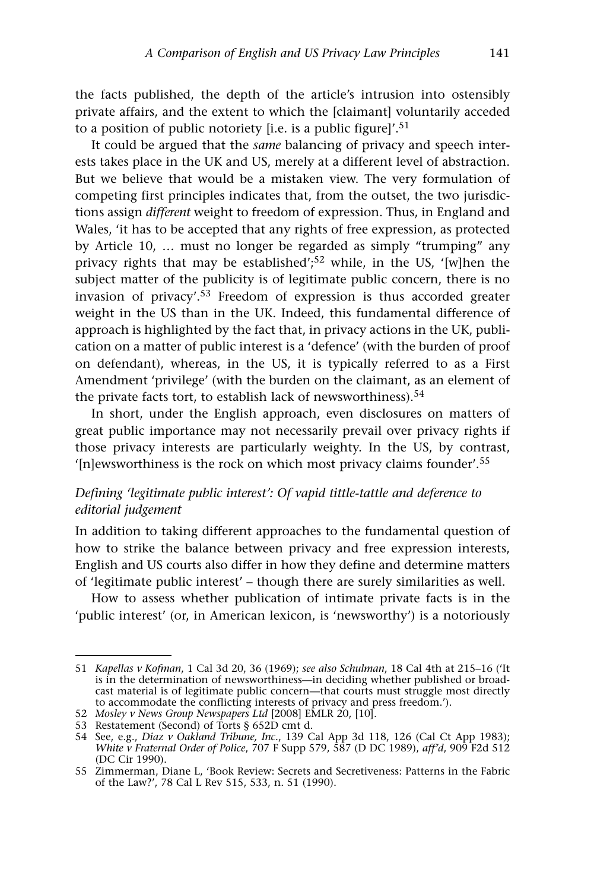the facts published, the depth of the article's intrusion into ostensibly private affairs, and the extent to which the [claimant] voluntarily acceded to a position of public notoriety [i.e. is a public figure]'.[51]

It could be argued that the *same* balancing of privacy and speech interests takes place in the UK and US, merely at a different level of abstraction. But we believe that would be a mistaken view. The very formulation of competing first principles indicates that, from the outset, the two jurisdictions assign *different* weight to freedom of expression. Thus, in England and Wales, 'it has to be accepted that any rights of free expression, as protected by Article 10, … must no longer be regarded as simply "trumping" any privacy rights that may be established';[52] while, in the US, '[w]hen the subject matter of the publicity is of legitimate public concern, there is no invasion of privacy'.[53] Freedom of expression is thus accorded greater weight in the US than in the UK. Indeed, this fundamental difference of approach is highlighted by the fact that, in privacy actions in the UK, publication on a matter of public interest is a 'defence' (with the burden of proof on defendant), whereas, in the US, it is typically referred to as a First Amendment 'privilege' (with the burden on the claimant, as an element of the private facts tort, to establish lack of newsworthiness).[54]

In short, under the English approach, even disclosures on matters of great public importance may not necessarily prevail over privacy rights if those privacy interests are particularly weighty. In the US, by contrast, '[n]ewsworthiness is the rock on which most privacy claims founder'.[55]

### *Defining 'legitimate public interest': Of vapid tittle-tattle and deference to editorial judgement*

In addition to taking different approaches to the fundamental question of how to strike the balance between privacy and free expression interests, English and US courts also differ in how they define and determine matters of 'legitimate public interest' – though there are surely similarities as well.

How to assess whether publication of intimate private facts is in the 'public interest' (or, in American lexicon, is 'newsworthy') is a notoriously

---

51 *Kapellas v Kofman*, 1 Cal 3d 20, 36 (1969); *see also Schulman*, 18 Cal 4th at 215–16 ('It is in the determination of newsworthiness—in deciding whether published or broadcast material is of legitimate public concern—that courts must struggle most directly to accommodate the conflicting interests of privacy and press freedom.').

52 *Mosley v News Group Newspapers Ltd* [2008] EMLR 20, [10].

53 Restatement (Second) of Torts § 652D cmt d.

54 See, e.g., *Diaz v Oakland Tribune, Inc.*, 139 Cal App 3d 118, 126 (Cal Ct App 1983); *White v Fraternal Order of Police*, 707 F Supp 579, 587 (D DC 1989), *aff'd*, 909 F2d 512 (DC Cir 1990).

55 Zimmerman, Diane L, 'Book Review: Secrets and Secretiveness: Patterns in the Fabric of the Law?', 78 Cal L Rev 515, 533, n. 51 (1990).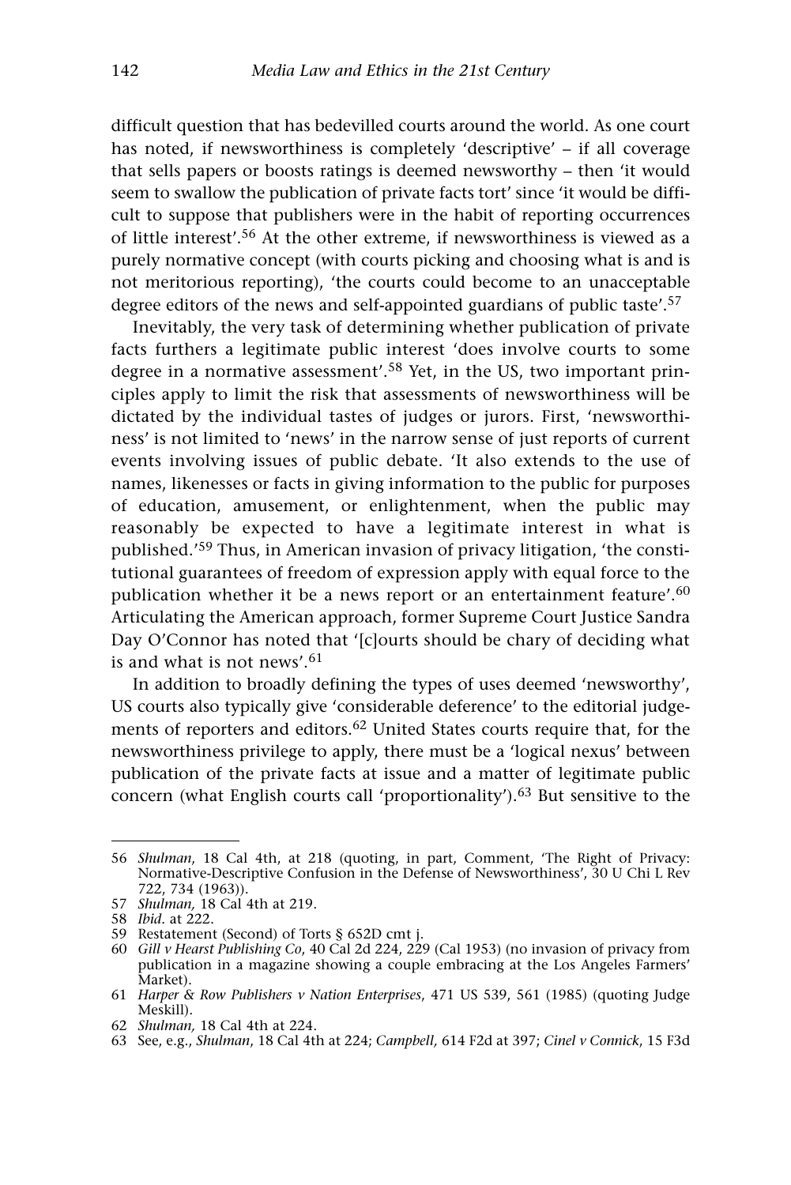difficult question that has bedevilled courts around the world. As one court has noted, if newsworthiness is completely 'descriptive' – if all coverage that sells papers or boosts ratings is deemed newsworthy – then 'it would seem to swallow the publication of private facts tort' since 'it would be difficult to suppose that publishers were in the habit of reporting occurrences of little interest'.[56] At the other extreme, if newsworthiness is viewed as a purely normative concept (with courts picking and choosing what is and is not meritorious reporting), 'the courts could become to an unacceptable degree editors of the news and self-appointed guardians of public taste'.[57]

Inevitably, the very task of determining whether publication of private facts furthers a legitimate public interest 'does involve courts to some degree in a normative assessment'.[58] Yet, in the US, two important principles apply to limit the risk that assessments of newsworthiness will be dictated by the individual tastes of judges or jurors. First, 'newsworthiness' is not limited to 'news' in the narrow sense of just reports of current events involving issues of public debate. 'It also extends to the use of names, likenesses or facts in giving information to the public for purposes of education, amusement, or enlightenment, when the public may reasonably be expected to have a legitimate interest in what is published.'[59] Thus, in American invasion of privacy litigation, 'the constitutional guarantees of freedom of expression apply with equal force to the publication whether it be a news report or an entertainment feature'.[60] Articulating the American approach, former Supreme Court Justice Sandra Day O'Connor has noted that '[c]ourts should be chary of deciding what is and what is not news'.[61]

In addition to broadly defining the types of uses deemed 'newsworthy', US courts also typically give 'considerable deference' to the editorial judgements of reporters and editors.[62] United States courts require that, for the newsworthiness privilege to apply, there must be a 'logical nexus' between publication of the private facts at issue and a matter of legitimate public concern (what English courts call 'proportionality').[63] But sensitive to the

---

56 *Shulman*, 18 Cal 4th, at 218 (quoting, in part, Comment, 'The Right of Privacy: Normative-Descriptive Confusion in the Defense of Newsworthiness', 30 U Chi L Rev 722, 734 (1963)).

57 *Shulman*, 18 Cal 4th at 219.

58 *Ibid.* at 222.

59 Restatement (Second) of Torts § 652D cmt j.

60 *Gill v Hearst Publishing Co*, 40 Cal 2d 224, 229 (Cal 1953) (no invasion of privacy from publication in a magazine showing a couple embracing at the Los Angeles Farmers' Market).

61 *Harper & Row Publishers v Nation Enterprises*, 471 US 539, 561 (1985) (quoting Judge Meskill).

62 *Shulman*, 18 Cal 4th at 224.

63 See, e.g., *Shulman*, 18 Cal 4th at 224; *Campbell*, 614 F2d at 397; *Cinel v Connick*, 15 F3d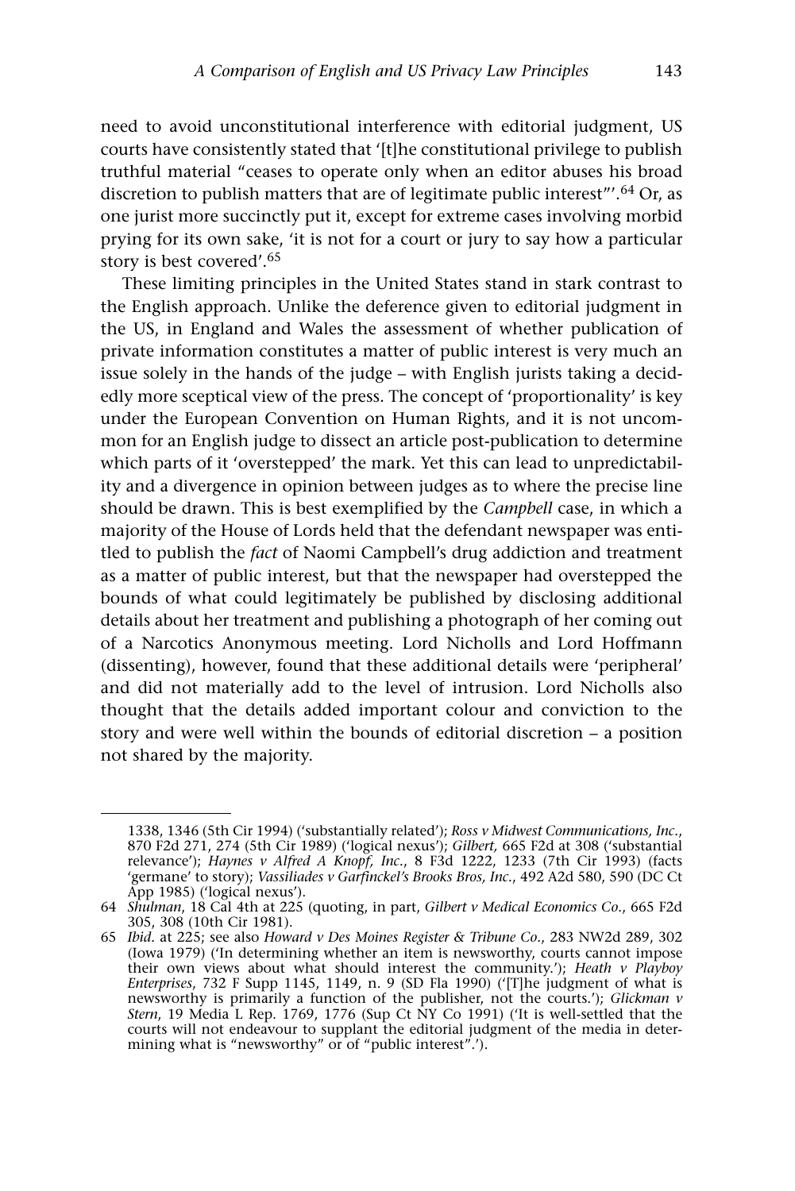need to avoid unconstitutional interference with editorial judgment, US courts have consistently stated that '[t]he constitutional privilege to publish truthful material "ceases to operate only when an editor abuses his broad discretion to publish matters that are of legitimate public interest"'.[64] Or, as one jurist more succinctly put it, except for extreme cases involving morbid prying for its own sake, 'it is not for a court or jury to say how a particular story is best covered'.[65]

These limiting principles in the United States stand in stark contrast to the English approach. Unlike the deference given to editorial judgment in the US, in England and Wales the assessment of whether publication of private information constitutes a matter of public interest is very much an issue solely in the hands of the judge – with English jurists taking a decidedly more sceptical view of the press. The concept of 'proportionality' is key under the European Convention on Human Rights, and it is not uncommon for an English judge to dissect an article post-publication to determine which parts of it 'overstepped' the mark. Yet this can lead to unpredictability and a divergence in opinion between judges as to where the precise line should be drawn. This is best exemplified by the *Campbell* case, in which a majority of the House of Lords held that the defendant newspaper was entitled to publish the *fact* of Naomi Campbell's drug addiction and treatment as a matter of public interest, but that the newspaper had overstepped the bounds of what could legitimately be published by disclosing additional details about her treatment and publishing a photograph of her coming out of a Narcotics Anonymous meeting. Lord Nicholls and Lord Hoffmann (dissenting), however, found that these additional details were 'peripheral' and did not materially add to the level of intrusion. Lord Nicholls also thought that the details added important colour and conviction to the story and were well within the bounds of editorial discretion – a position not shared by the majority.

---

1338, 1346 (5th Cir 1994) ('substantially related'); *Ross v Midwest Communications, Inc.*, 870 F2d 271, 274 (5th Cir 1989) ('logical nexus'); *Gilbert*, 665 F2d at 308 ('substantial relevance'); *Haynes v Alfred A Knopf, Inc.*, 8 F3d 1222, 1233 (7th Cir 1993) (facts 'germane' to story); *Vassiliades v Garfinckel's Brooks Bros, Inc.*, 492 A2d 580, 590 (DC Ct App 1985) ('logical nexus').

64 *Shulman*, 18 Cal 4th at 225 (quoting, in part, *Gilbert v Medical Economics Co.*, 665 F2d 305, 308 (10th Cir 1981).

65 *Ibid.* at 225; see also *Howard v Des Moines Register & Tribune Co.*, 283 NW2d 289, 302 (Iowa 1979) ('In determining whether an item is newsworthy, courts cannot impose their own views about what should interest the community.'); *Heath v Playboy Enterprises*, 732 F Supp 1145, 1149, n. 9 (SD Fla 1990) ('[T]he judgment of what is newsworthy is primarily a function of the publisher, not the courts.'); *Glickman v Stern*, 19 Media L Rep. 1769, 1776 (Sup Ct NY Co 1991) ('It is well-settled that the courts will not endeavour to supplant the editorial judgment of the media in determining what is "newsworthy" or of "public interest".').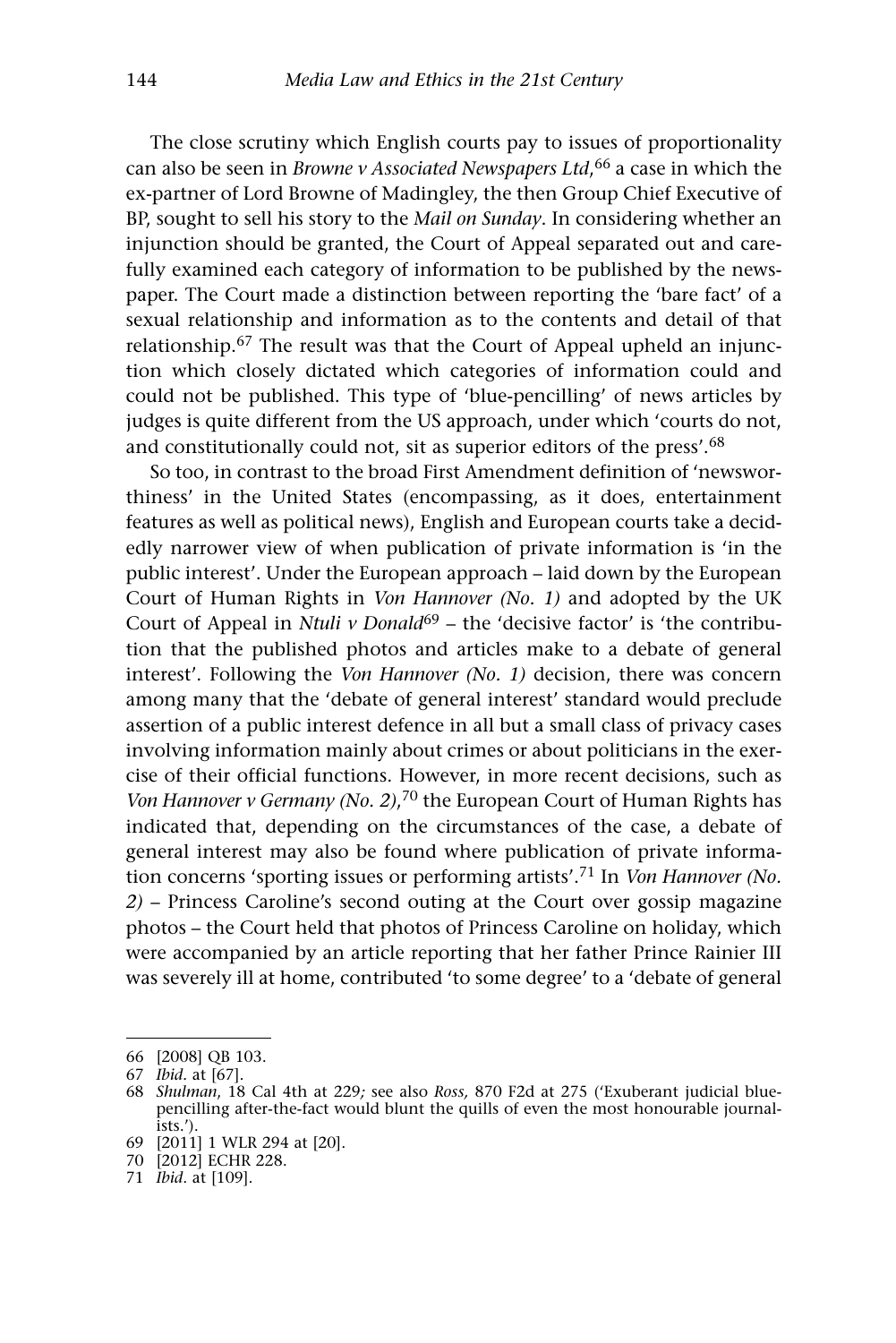The close scrutiny which English courts pay to issues of proportionality can also be seen in *Browne v Associated Newspapers Ltd*,[66] a case in which the ex-partner of Lord Browne of Madingley, the then Group Chief Executive of BP, sought to sell his story to the *Mail on Sunday*. In considering whether an injunction should be granted, the Court of Appeal separated out and carefully examined each category of information to be published by the newspaper. The Court made a distinction between reporting the 'bare fact' of a sexual relationship and information as to the contents and detail of that relationship.[67] The result was that the Court of Appeal upheld an injunction which closely dictated which categories of information could and could not be published. This type of 'blue-pencilling' of news articles by judges is quite different from the US approach, under which 'courts do not, and constitutionally could not, sit as superior editors of the press'.[68]

So too, in contrast to the broad First Amendment definition of 'newsworthiness' in the United States (encompassing, as it does, entertainment features as well as political news), English and European courts take a decidedly narrower view of when publication of private information is 'in the public interest'. Under the European approach – laid down by the European Court of Human Rights in *Von Hannover (No. 1)* and adopted by the UK Court of Appeal in *Ntuli v Donald*[69] – the 'decisive factor' is 'the contribution that the published photos and articles make to a debate of general interest'. Following the *Von Hannover (No. 1)* decision, there was concern among many that the 'debate of general interest' standard would preclude assertion of a public interest defence in all but a small class of privacy cases involving information mainly about crimes or about politicians in the exercise of their official functions. However, in more recent decisions, such as *Von Hannover v Germany (No. 2)*,[70] the European Court of Human Rights has indicated that, depending on the circumstances of the case, a debate of general interest may also be found where publication of private information concerns 'sporting issues or performing artists'.[71] In *Von Hannover (No. 2)* – Princess Caroline's second outing at the Court over gossip magazine photos – the Court held that photos of Princess Caroline on holiday, which were accompanied by an article reporting that her father Prince Rainier III was severely ill at home, contributed 'to some degree' to a 'debate of general

---

66 [2008] QB 103.

67 *Ibid*. at [67].

68 *Shulman*, 18 Cal 4th at 229; see also *Ross,* 870 F2d at 275 ('Exuberant judicial blue-pencilling after-the-fact would blunt the quills of even the most honourable journalists.').

69 [2011] 1 WLR 294 at [20].

70 [2012] ECHR 228.

71 *Ibid*. at [109].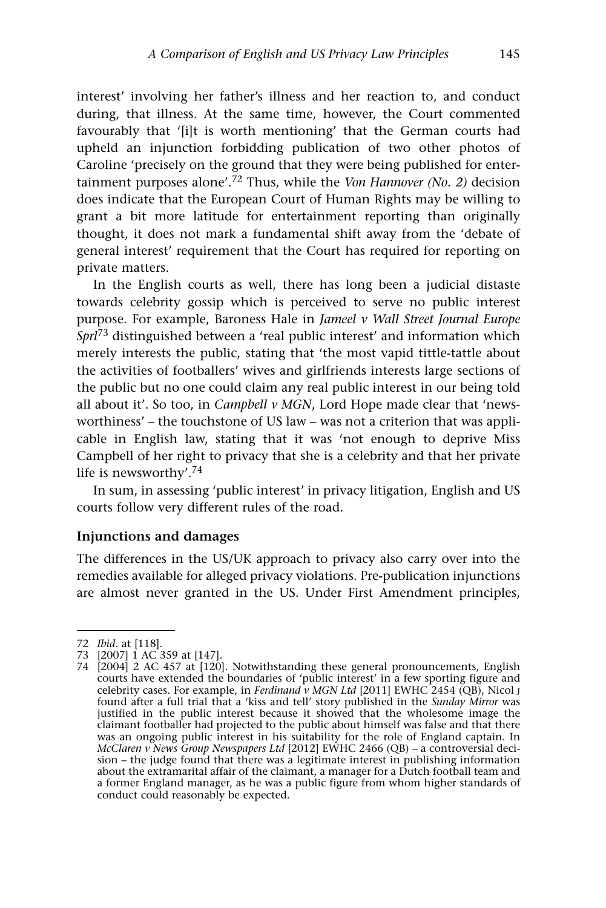interest' involving her father's illness and her reaction to, and conduct during, that illness. At the same time, however, the Court commented favourably that '[i]t is worth mentioning' that the German courts had upheld an injunction forbidding publication of two other photos of Caroline 'precisely on the ground that they were being published for entertainment purposes alone'.[72] Thus, while the *Von Hannover (No. 2)* decision does indicate that the European Court of Human Rights may be willing to grant a bit more latitude for entertainment reporting than originally thought, it does not mark a fundamental shift away from the 'debate of general interest' requirement that the Court has required for reporting on private matters.

In the English courts as well, there has long been a judicial distaste towards celebrity gossip which is perceived to serve no public interest purpose. For example, Baroness Hale in *Jameel v Wall Street Journal Europe Sprl*[73] distinguished between a 'real public interest' and information which merely interests the public, stating that 'the most vapid tittle-tattle about the activities of footballers' wives and girlfriends interests large sections of the public but no one could claim any real public interest in our being told all about it'. So too, in *Campbell v MGN*, Lord Hope made clear that 'newsworthiness' – the touchstone of US law – was not a criterion that was applicable in English law, stating that it was 'not enough to deprive Miss Campbell of her right to privacy that she is a celebrity and that her private life is newsworthy'.[74]

In sum, in assessing 'public interest' in privacy litigation, English and US courts follow very different rules of the road.

### Injunctions and damages

The differences in the US/UK approach to privacy also carry over into the remedies available for alleged privacy violations. Pre-publication injunctions are almost never granted in the US. Under First Amendment principles,

---

72 *Ibid*. at [118].

73 [2007] 1 AC 359 at [147].

74 [2004] 2 AC 457 at [120]. Notwithstanding these general pronouncements, English courts have extended the boundaries of 'public interest' in a few sporting figure and celebrity cases. For example, in *Ferdinand v MGN Ltd* [2011] EWHC 2454 (QB), Nicol J found after a full trial that a 'kiss and tell' story published in the *Sunday Mirror* was justified in the public interest because it showed that the wholesome image the claimant footballer had projected to the public about himself was false and that there was an ongoing public interest in his suitability for the role of England captain. In *McClaren v News Group Newspapers Ltd* [2012] EWHC 2466 (QB) – a controversial decision – the judge found that there was a legitimate interest in publishing information about the extramarital affair of the claimant, a manager for a Dutch football team and a former England manager, as he was a public figure from whom higher standards of conduct could reasonably be expected.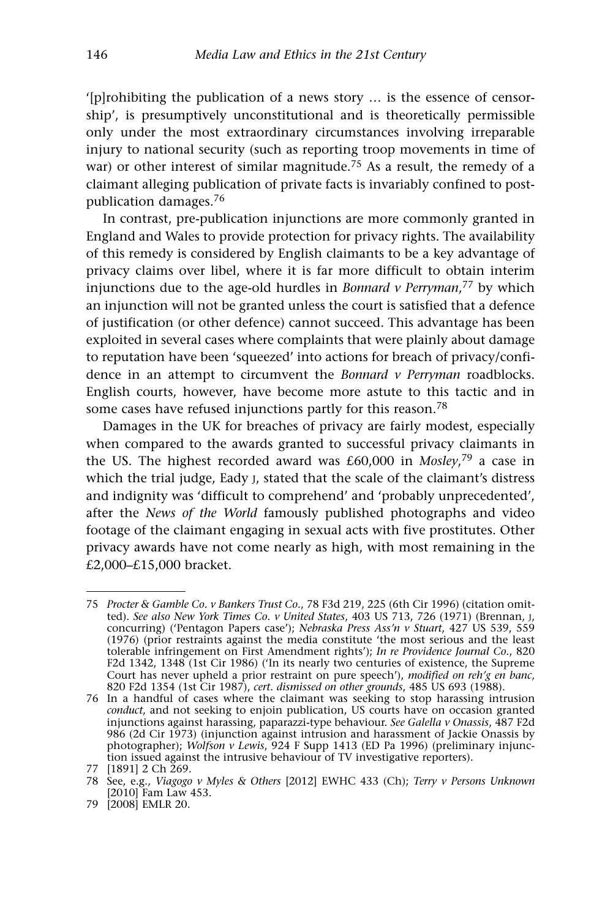'[p]rohibiting the publication of a news story … is the essence of censorship', is presumptively unconstitutional and is theoretically permissible only under the most extraordinary circumstances involving irreparable injury to national security (such as reporting troop movements in time of war) or other interest of similar magnitude.[75] As a result, the remedy of a claimant alleging publication of private facts is invariably confined to post-publication damages.[76]

In contrast, pre-publication injunctions are more commonly granted in England and Wales to provide protection for privacy rights. The availability of this remedy is considered by English claimants to be a key advantage of privacy claims over libel, where it is far more difficult to obtain interim injunctions due to the age-old hurdles in *Bonnard v Perryman*,[77] by which an injunction will not be granted unless the court is satisfied that a defence of justification (or other defence) cannot succeed. This advantage has been exploited in several cases where complaints that were plainly about damage to reputation have been 'squeezed' into actions for breach of privacy/confidence in an attempt to circumvent the *Bonnard v Perryman* roadblocks. English courts, however, have become more astute to this tactic and in some cases have refused injunctions partly for this reason.[78]

Damages in the UK for breaches of privacy are fairly modest, especially when compared to the awards granted to successful privacy claimants in the US. The highest recorded award was £60,000 in *Mosley*,[79] a case in which the trial judge, Eady J, stated that the scale of the claimant's distress and indignity was 'difficult to comprehend' and 'probably unprecedented', after the *News of the World* famously published photographs and video footage of the claimant engaging in sexual acts with five prostitutes. Other privacy awards have not come nearly as high, with most remaining in the £2,000–£15,000 bracket.

---

75 *Procter & Gamble Co. v Bankers Trust Co.*, 78 F3d 219, 225 (6th Cir 1996) (citation omitted). *See also New York Times Co. v United States*, 403 US 713, 726 (1971) (Brennan, J, concurring) ('Pentagon Papers case'); *Nebraska Press Ass'n v Stuart*, 427 US 539, 559 (1976) (prior restraints against the media constitute 'the most serious and the least tolerable infringement on First Amendment rights'); *In re Providence Journal Co.*, 820 F2d 1342, 1348 (1st Cir 1986) ('In its nearly two centuries of existence, the Supreme Court has never upheld a prior restraint on pure speech'), *modified on reh'g en banc*, 820 F2d 1354 (1st Cir 1987), *cert. dismissed on other grounds*, 485 US 693 (1988).

76 In a handful of cases where the claimant was seeking to stop harassing intrusion *conduct*, and not seeking to enjoin publication, US courts have on occasion granted injunctions against harassing, paparazzi-type behaviour. *See Galella v Onassis*, 487 F2d 986 (2d Cir 1973) (injunction against intrusion and harassment of Jackie Onassis by photographer); *Wolfson v Lewis*, 924 F Supp 1413 (ED Pa 1996) (preliminary injunction issued against the intrusive behaviour of TV investigative reporters).

77 [1891] 2 Ch 269.

78 See, e.g., *Viagogo v Myles & Others* [2012] EWHC 433 (Ch); *Terry v Persons Unknown* [2010] Fam Law 453.

79 [2008] EMLR 20.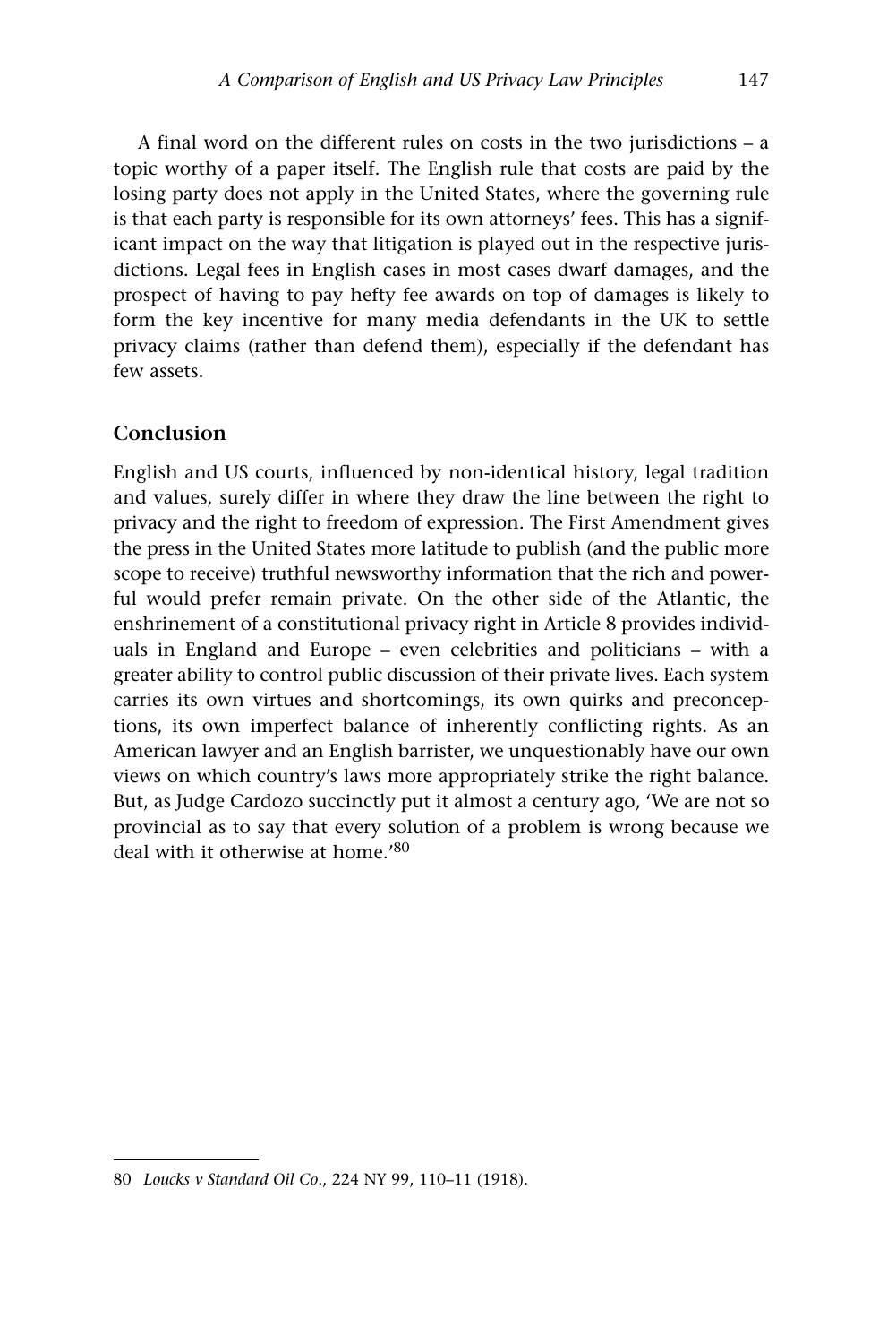A final word on the different rules on costs in the two jurisdictions – a topic worthy of a paper itself. The English rule that costs are paid by the losing party does not apply in the United States, where the governing rule is that each party is responsible for its own attorneys' fees. This has a significant impact on the way that litigation is played out in the respective jurisdictions. Legal fees in English cases in most cases dwarf damages, and the prospect of having to pay hefty fee awards on top of damages is likely to form the key incentive for many media defendants in the UK to settle privacy claims (rather than defend them), especially if the defendant has few assets.

## Conclusion

English and US courts, influenced by non-identical history, legal tradition and values, surely differ in where they draw the line between the right to privacy and the right to freedom of expression. The First Amendment gives the press in the United States more latitude to publish (and the public more scope to receive) truthful newsworthy information that the rich and powerful would prefer remain private. On the other side of the Atlantic, the enshrinement of a constitutional privacy right in Article 8 provides individuals in England and Europe – even celebrities and politicians – with a greater ability to control public discussion of their private lives. Each system carries its own virtues and shortcomings, its own quirks and preconceptions, its own imperfect balance of inherently conflicting rights. As an American lawyer and an English barrister, we unquestionably have our own views on which country's laws more appropriately strike the right balance. But, as Judge Cardozo succinctly put it almost a century ago, 'We are not so provincial as to say that every solution of a problem is wrong because we deal with it otherwise at home.'[80]

80 *Loucks v Standard Oil Co.*, 224 NY 99, 110–11 (1918).